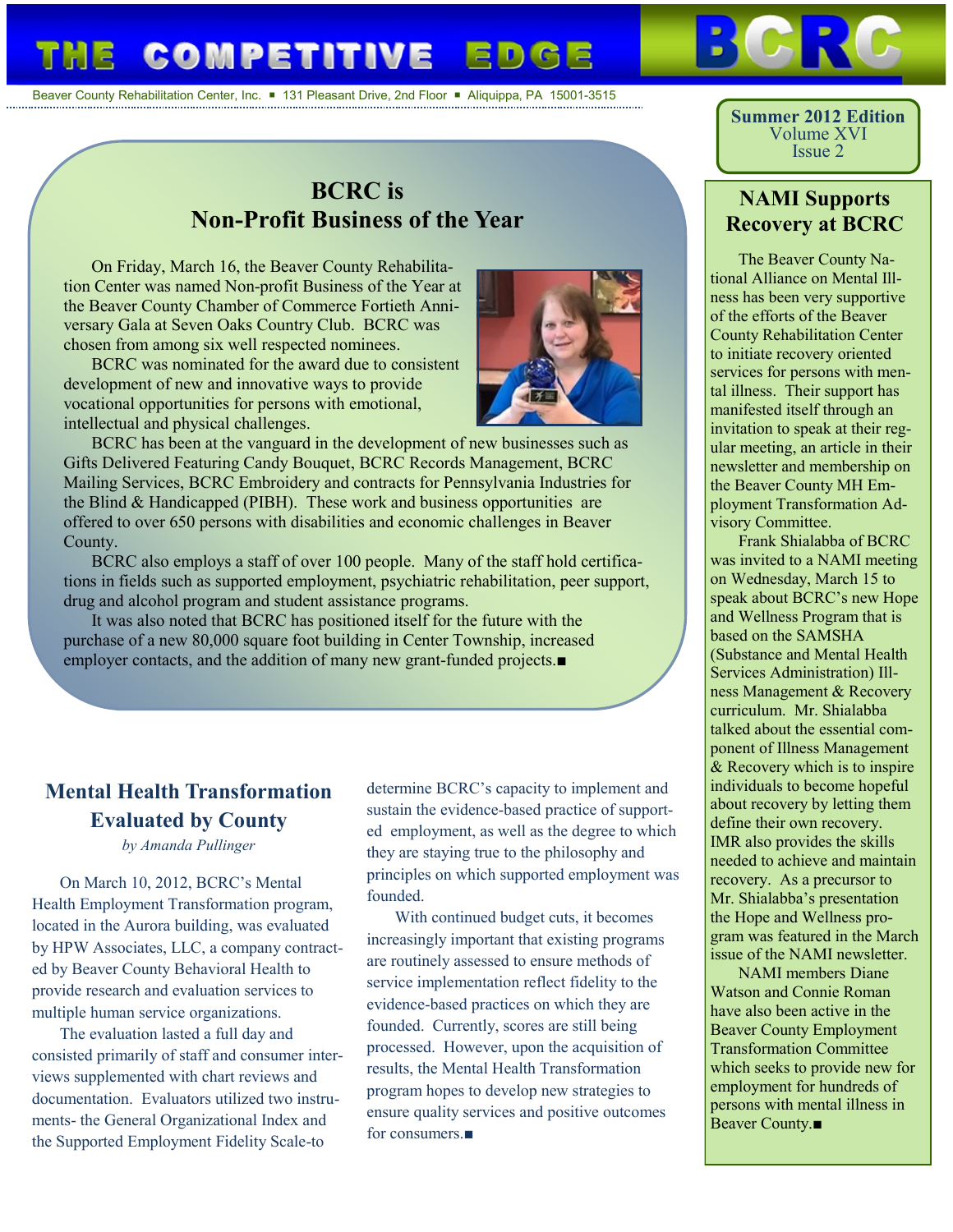# THE COMPETITIVE EDGE

**BCRC**

Beaver County Rehabilitation Center, Inc. ▪ 131 Pleasant Drive, 2nd Floor ▪ Aliquippa, PA 15001-3515

**Summer 2012 Edition**
Volume XVI
Issue 2

## BCRC is Non-Profit Business of the Year

On Friday, March 16, the Beaver County Rehabilitation Center was named Non-profit Business of the Year at the Beaver County Chamber of Commerce Fortieth Anniversary Gala at Seven Oaks Country Club. BCRC was chosen from among six well respected nominees.

BCRC was nominated for the award due to consistent development of new and innovative ways to provide vocational opportunities for persons with emotional, intellectual and physical challenges.

BCRC has been at the vanguard in the development of new businesses such as Gifts Delivered Featuring Candy Bouquet, BCRC Records Management, BCRC Mailing Services, BCRC Embroidery and contracts for Pennsylvania Industries for the Blind & Handicapped (PIBH). These work and business opportunities are offered to over 650 persons with disabilities and economic challenges in Beaver County.

BCRC also employs a staff of over 100 people. Many of the staff hold certifications in fields such as supported employment, psychiatric rehabilitation, peer support, drug and alcohol program and student assistance programs.

It was also noted that BCRC has positioned itself for the future with the purchase of a new 80,000 square foot building in Center Township, increased employer contacts, and the addition of many new grant-funded projects.■

## Mental Health Transformation Evaluated by County

*by Amanda Pullinger*

On March 10, 2012, BCRC's Mental Health Employment Transformation program, located in the Aurora building, was evaluated by HPW Associates, LLC, a company contracted by Beaver County Behavioral Health to provide research and evaluation services to multiple human service organizations.

The evaluation lasted a full day and consisted primarily of staff and consumer interviews supplemented with chart reviews and documentation. Evaluators utilized two instruments- the General Organizational Index and the Supported Employment Fidelity Scale-to determine BCRC's capacity to implement and sustain the evidence-based practice of supported employment, as well as the degree to which they are staying true to the philosophy and principles on which supported employment was founded.

With continued budget cuts, it becomes increasingly important that existing programs are routinely assessed to ensure methods of service implementation reflect fidelity to the evidence-based practices on which they are founded. Currently, scores are still being processed. However, upon the acquisition of results, the Mental Health Transformation program hopes to develop new strategies to ensure quality services and positive outcomes for consumers.■

## NAMI Supports Recovery at BCRC

The Beaver County National Alliance on Mental Illness has been very supportive of the efforts of the Beaver County Rehabilitation Center to initiate recovery oriented services for persons with mental illness. Their support has manifested itself through an invitation to speak at their regular meeting, an article in their newsletter and membership on the Beaver County MH Employment Transformation Advisory Committee.

Frank Shialabba of BCRC was invited to a NAMI meeting on Wednesday, March 15 to speak about BCRC's new Hope and Wellness Program that is based on the SAMSHA (Substance and Mental Health Services Administration) Illness Management & Recovery curriculum. Mr. Shialabba talked about the essential component of Illness Management & Recovery which is to inspire individuals to become hopeful about recovery by letting them define their own recovery. IMR also provides the skills needed to achieve and maintain recovery. As a precursor to Mr. Shialabba's presentation the Hope and Wellness program was featured in the March issue of the NAMI newsletter.

NAMI members Diane Watson and Connie Roman have also been active in the Beaver County Employment Transformation Committee which seeks to provide new for employment for hundreds of persons with mental illness in Beaver County.■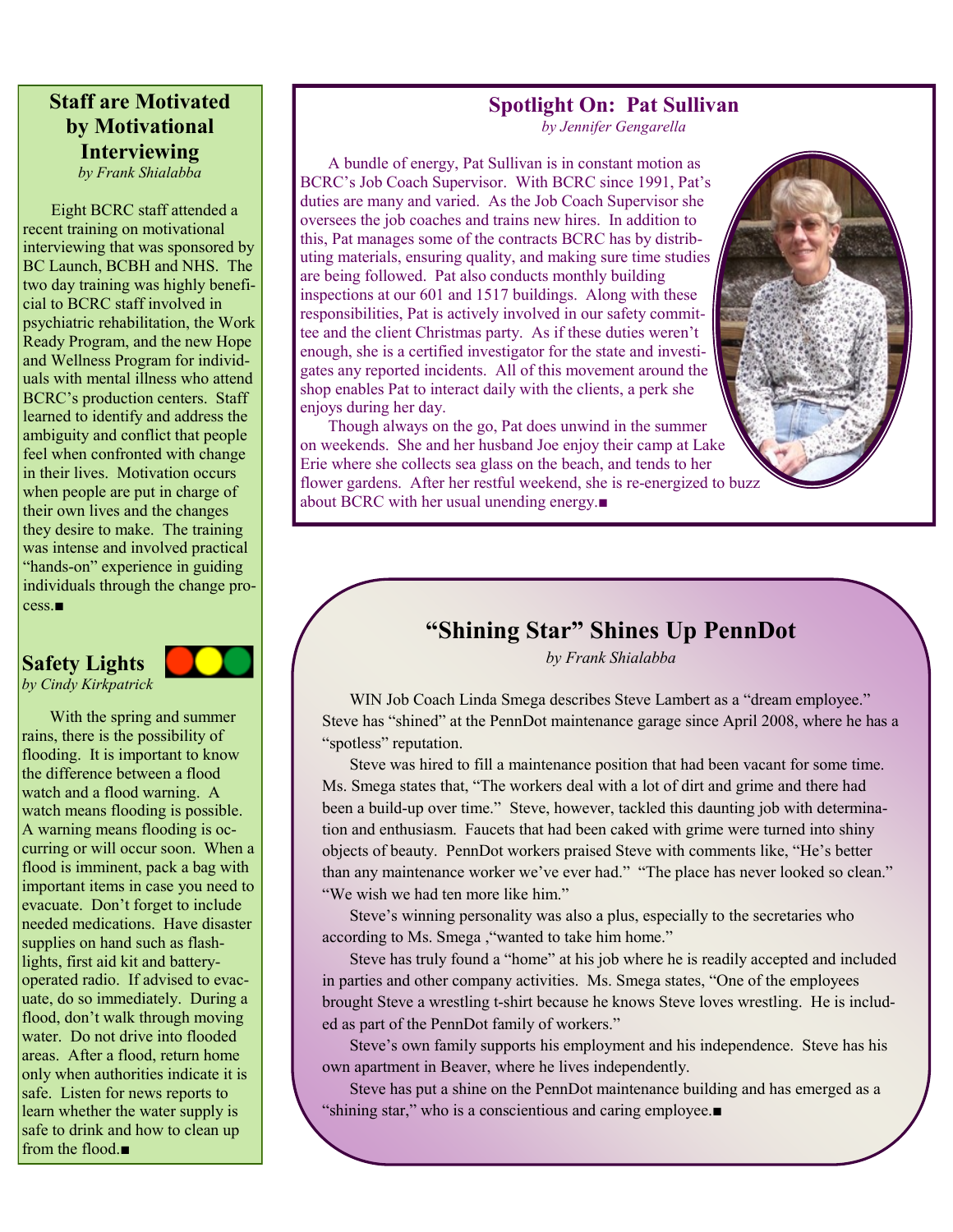## Staff are Motivated by Motivational Interviewing

*by Frank Shialabba*

Eight BCRC staff attended a recent training on motivational interviewing that was sponsored by BC Launch, BCBH and NHS. The two day training was highly beneficial to BCRC staff involved in psychiatric rehabilitation, the Work Ready Program, and the new Hope and Wellness Program for individuals with mental illness who attend BCRC's production centers. Staff learned to identify and address the ambiguity and conflict that people feel when confronted with change in their lives. Motivation occurs when people are put in charge of their own lives and the changes they desire to make. The training was intense and involved practical "hands-on" experience in guiding individuals through the change process.■

## Safety Lights

*by Cindy Kirkpatrick*

With the spring and summer rains, there is the possibility of flooding. It is important to know the difference between a flood watch and a flood warning. A watch means flooding is possible. A warning means flooding is occurring or will occur soon. When a flood is imminent, pack a bag with important items in case you need to evacuate. Don't forget to include needed medications. Have disaster supplies on hand such as flashlights, first aid kit and battery-operated radio. If advised to evacuate, do so immediately. During a flood, don't walk through moving water. Do not drive into flooded areas. After a flood, return home only when authorities indicate it is safe. Listen for news reports to learn whether the water supply is safe to drink and how to clean up from the flood.■

## Spotlight On: Pat Sullivan

*by Jennifer Gengarella*

A bundle of energy, Pat Sullivan is in constant motion as BCRC's Job Coach Supervisor. With BCRC since 1991, Pat's duties are many and varied. As the Job Coach Supervisor she oversees the job coaches and trains new hires. In addition to this, Pat manages some of the contracts BCRC has by distributing materials, ensuring quality, and making sure time studies are being followed. Pat also conducts monthly building inspections at our 601 and 1517 buildings. Along with these responsibilities, Pat is actively involved in our safety committee and the client Christmas party. As if these duties weren't enough, she is a certified investigator for the state and investigates any reported incidents. All of this movement around the shop enables Pat to interact daily with the clients, a perk she enjoys during her day.

Though always on the go, Pat does unwind in the summer on weekends. She and her husband Joe enjoy their camp at Lake Erie where she collects sea glass on the beach, and tends to her flower gardens. After her restful weekend, she is re-energized to buzz about BCRC with her usual unending energy.■

## "Shining Star" Shines Up PennDot

*by Frank Shialabba*

WIN Job Coach Linda Smega describes Steve Lambert as a "dream employee." Steve has "shined" at the PennDot maintenance garage since April 2008, where he has a "spotless" reputation.

Steve was hired to fill a maintenance position that had been vacant for some time. Ms. Smega states that, "The workers deal with a lot of dirt and grime and there had been a build-up over time." Steve, however, tackled this daunting job with determination and enthusiasm. Faucets that had been caked with grime were turned into shiny objects of beauty. PennDot workers praised Steve with comments like, "He's better than any maintenance worker we've ever had." "The place has never looked so clean." "We wish we had ten more like him."

Steve's winning personality was also a plus, especially to the secretaries who according to Ms. Smega ,"wanted to take him home."

Steve has truly found a "home" at his job where he is readily accepted and included in parties and other company activities. Ms. Smega states, "One of the employees brought Steve a wrestling t-shirt because he knows Steve loves wrestling. He is included as part of the PennDot family of workers."

Steve's own family supports his employment and his independence. Steve has his own apartment in Beaver, where he lives independently.

Steve has put a shine on the PennDot maintenance building and has emerged as a "shining star," who is a conscientious and caring employee.■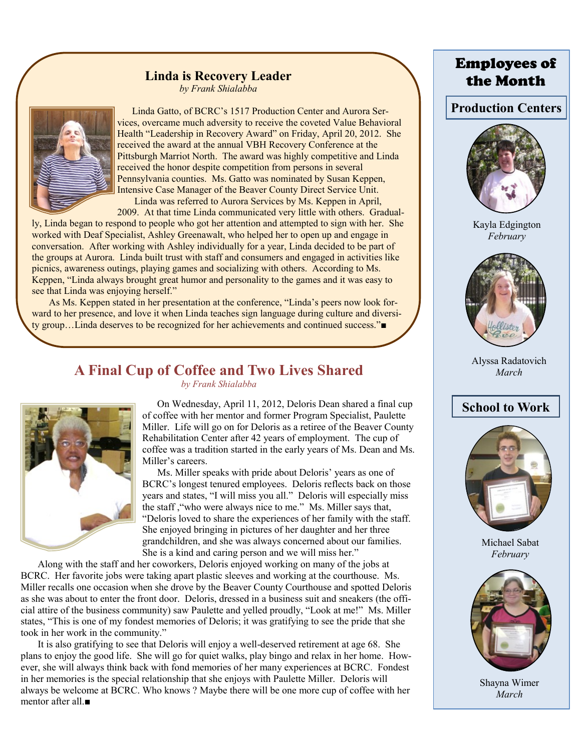## Linda is Recovery Leader

*by Frank Shialabba*

Linda Gatto, of BCRC's 1517 Production Center and Aurora Services, overcame much adversity to receive the coveted Value Behavioral Health "Leadership in Recovery Award" on Friday, April 20, 2012. She received the award at the annual VBH Recovery Conference at the Pittsburgh Marriot North. The award was highly competitive and Linda received the honor despite competition from persons in several Pennsylvania counties. Ms. Gatto was nominated by Susan Keppen, Intensive Case Manager of the Beaver County Direct Service Unit.

Linda was referred to Aurora Services by Ms. Keppen in April, 2009. At that time Linda communicated very little with others. Gradually, Linda began to respond to people who got her attention and attempted to sign with her. She worked with Deaf Specialist, Ashley Greenawalt, who helped her to open up and engage in conversation. After working with Ashley individually for a year, Linda decided to be part of the groups at Aurora. Linda built trust with staff and consumers and engaged in activities like picnics, awareness outings, playing games and socializing with others. According to Ms. Keppen, "Linda always brought great humor and personality to the games and it was easy to see that Linda was enjoying herself."

As Ms. Keppen stated in her presentation at the conference, "Linda's peers now look forward to her presence, and love it when Linda teaches sign language during culture and diversity group…Linda deserves to be recognized for her achievements and continued success."■

## A Final Cup of Coffee and Two Lives Shared

*by Frank Shialabba*

On Wednesday, April 11, 2012, Deloris Dean shared a final cup of coffee with her mentor and former Program Specialist, Paulette Miller. Life will go on for Deloris as a retiree of the Beaver County Rehabilitation Center after 42 years of employment. The cup of coffee was a tradition started in the early years of Ms. Dean and Ms. Miller's careers.

Ms. Miller speaks with pride about Deloris' years as one of BCRC's longest tenured employees. Deloris reflects back on those years and states, "I will miss you all." Deloris will especially miss the staff ,"who were always nice to me." Ms. Miller says that, "Deloris loved to share the experiences of her family with the staff. She enjoyed bringing in pictures of her daughter and her three grandchildren, and she was always concerned about our families. She is a kind and caring person and we will miss her."

Along with the staff and her coworkers, Deloris enjoyed working on many of the jobs at BCRC. Her favorite jobs were taking apart plastic sleeves and working at the courthouse. Ms. Miller recalls one occasion when she drove by the Beaver County Courthouse and spotted Deloris as she was about to enter the front door. Deloris, dressed in a business suit and sneakers (the official attire of the business community) saw Paulette and yelled proudly, "Look at me!" Ms. Miller states, "This is one of my fondest memories of Deloris; it was gratifying to see the pride that she took in her work in the community."

It is also gratifying to see that Deloris will enjoy a well-deserved retirement at age 68. She plans to enjoy the good life. She will go for quiet walks, play bingo and relax in her home. However, she will always think back with fond memories of her many experiences at BCRC. Fondest in her memories is the special relationship that she enjoys with Paulette Miller. Deloris will always be welcome at BCRC. Who knows ? Maybe there will be one more cup of coffee with her mentor after all.■

## Employees of the Month

### Production Centers

Kayla Edgington
*February*

Alyssa Radatovich
*March*

### School to Work

Michael Sabat
*February*

Shayna Wimer
*March*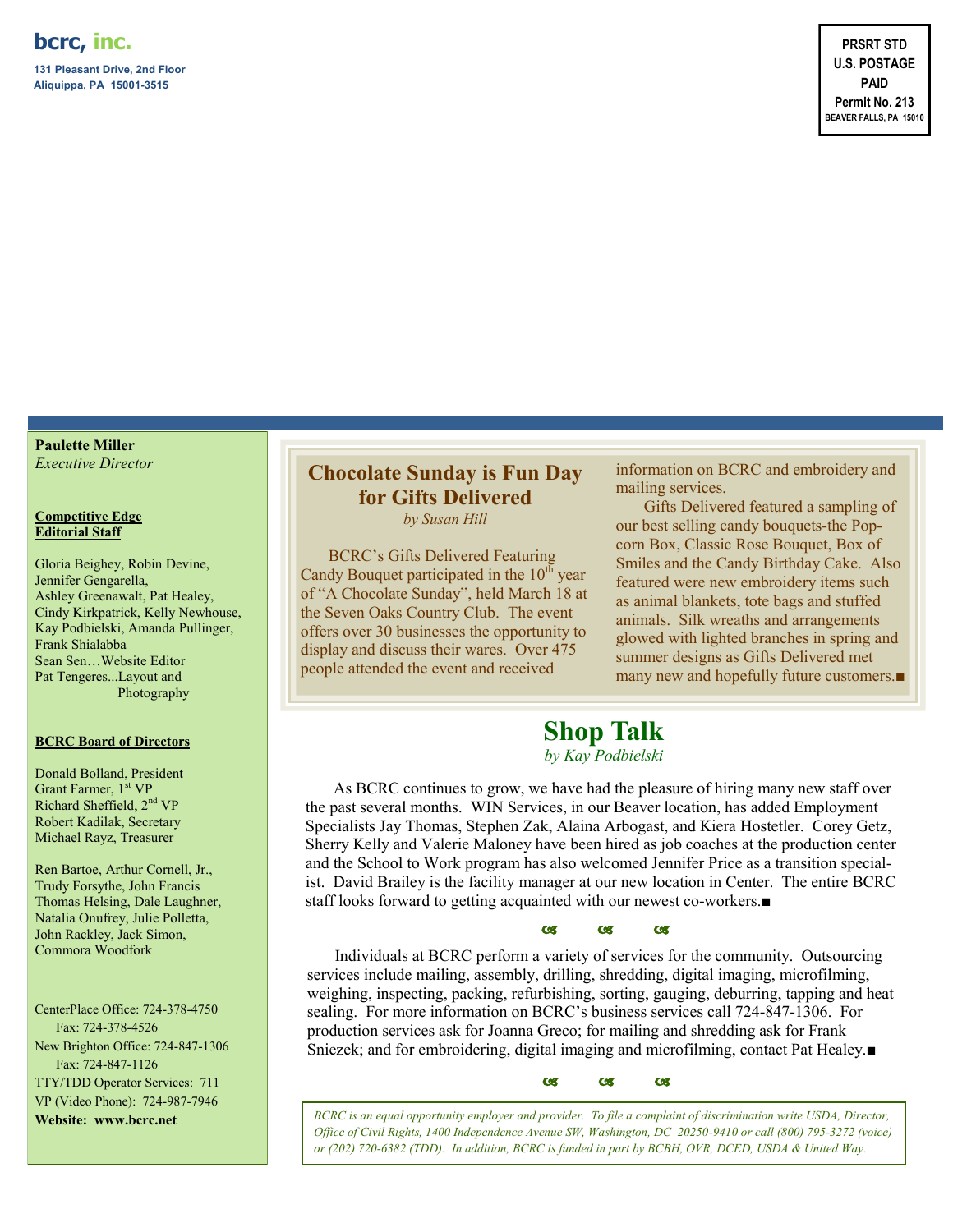**bcrc, inc.**

131 Pleasant Drive, 2nd Floor
Aliquippa, PA 15001-3515

PRSRT STD
U.S. POSTAGE
PAID
Permit No. 213
BEAVER FALLS, PA 15010

**Paulette Miller**
*Executive Director*

**Competitive Edge Editorial Staff**

Gloria Beighey, Robin Devine, Jennifer Gengarella, Ashley Greenawalt, Pat Healey, Cindy Kirkpatrick, Kelly Newhouse, Kay Podbielski, Amanda Pullinger, Frank Shialabba
Sean Sen…Website Editor
Pat Tengeres...Layout and Photography

**BCRC Board of Directors**

Donald Bolland, President
Grant Farmer, 1st VP
Richard Sheffield, 2nd VP
Robert Kadilak, Secretary
Michael Rayz, Treasurer

Ren Bartoe, Arthur Cornell, Jr., Trudy Forsythe, John Francis Thomas Helsing, Dale Laughner, Natalia Onufrey, Julie Polletta, John Rackley, Jack Simon, Commora Woodfork

CenterPlace Office: 724-378-4750
Fax: 724-378-4526
New Brighton Office: 724-847-1306
Fax: 724-847-1126
TTY/TDD Operator Services: 711
VP (Video Phone): 724-987-7946
**Website: www.bcrc.net**

## Chocolate Sunday is Fun Day for Gifts Delivered

*by Susan Hill*

BCRC's Gifts Delivered Featuring Candy Bouquet participated in the 10th year of "A Chocolate Sunday", held March 18 at the Seven Oaks Country Club. The event offers over 30 businesses the opportunity to display and discuss their wares. Over 475 people attended the event and received information on BCRC and embroidery and mailing services.

Gifts Delivered featured a sampling of our best selling candy bouquets-the Popcorn Box, Classic Rose Bouquet, Box of Smiles and the Candy Birthday Cake. Also featured were new embroidery items such as animal blankets, tote bags and stuffed animals. Silk wreaths and arrangements glowed with lighted branches in spring and summer designs as Gifts Delivered met many new and hopefully future customers.■

## Shop Talk

*by Kay Podbielski*

As BCRC continues to grow, we have had the pleasure of hiring many new staff over the past several months. WIN Services, in our Beaver location, has added Employment Specialists Jay Thomas, Stephen Zak, Alaina Arbogast, and Kiera Hostetler. Corey Getz, Sherry Kelly and Valerie Maloney have been hired as job coaches at the production center and the School to Work program has also welcomed Jennifer Price as a transition specialist. David Brailey is the facility manager at our new location in Center. The entire BCRC staff looks forward to getting acquainted with our newest co-workers.■

Individuals at BCRC perform a variety of services for the community. Outsourcing services include mailing, assembly, drilling, shredding, digital imaging, microfilming, weighing, inspecting, packing, refurbishing, sorting, gauging, deburring, tapping and heat sealing. For more information on BCRC's business services call 724-847-1306. For production services ask for Joanna Greco; for mailing and shredding ask for Frank Sniezek; and for embroidering, digital imaging and microfilming, contact Pat Healey.■

*BCRC is an equal opportunity employer and provider. To file a complaint of discrimination write USDA, Director, Office of Civil Rights, 1400 Independence Avenue SW, Washington, DC 20250-9410 or call (800) 795-3272 (voice) or (202) 720-6382 (TDD). In addition, BCRC is funded in part by BCBH, OVR, DCED, USDA & United Way.*